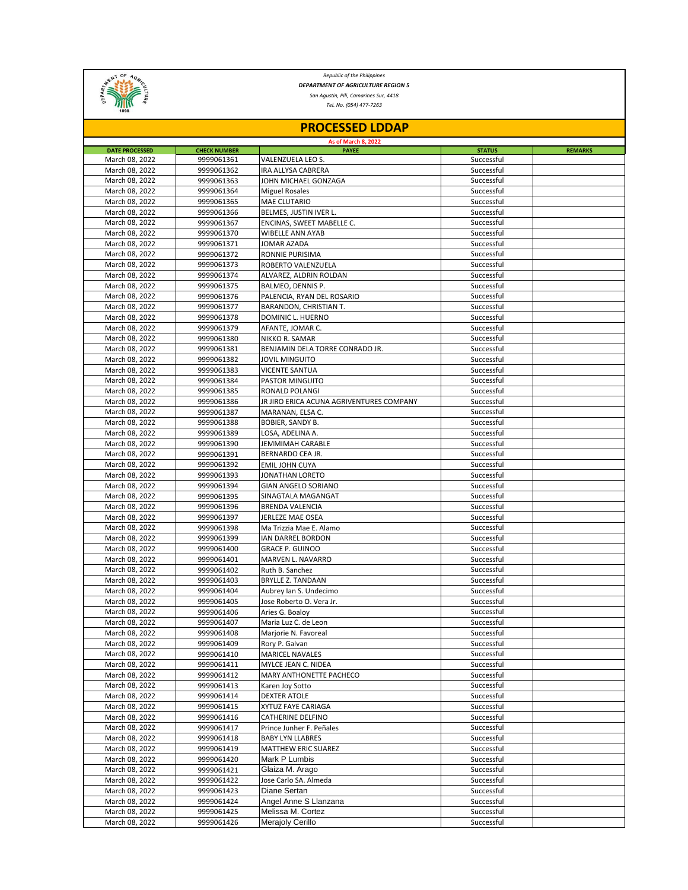*Republic of the Philippines*

***DEPARTMENT OF AGRICULTURE REGION 5***

*San Agustin, Pili, Camarines Sur, 4418*

*Tel. No. (054) 477-7263*

# PROCESSED LDDAP

**As of March 8, 2022**

| DATE PROCESSED | CHECK NUMBER | PAYEE | STATUS | REMARKS |
|---|---|---|---|---|
| March 08, 2022 | 9999061361 | VALENZUELA LEO S. | Successful | |
| March 08, 2022 | 9999061362 | IRA ALLYSA CABRERA | Successful | |
| March 08, 2022 | 9999061363 | JOHN MICHAEL GONZAGA | Successful | |
| March 08, 2022 | 9999061364 | Miguel Rosales | Successful | |
| March 08, 2022 | 9999061365 | MAE CLUTARIO | Successful | |
| March 08, 2022 | 9999061366 | BELMES, JUSTIN IVER L. | Successful | |
| March 08, 2022 | 9999061367 | ENCINAS, SWEET MABELLE C. | Successful | |
| March 08, 2022 | 9999061370 | WIBELLE ANN AYAB | Successful | |
| March 08, 2022 | 9999061371 | JOMAR AZADA | Successful | |
| March 08, 2022 | 9999061372 | RONNIE PURISIMA | Successful | |
| March 08, 2022 | 9999061373 | ROBERTO VALENZUELA | Successful | |
| March 08, 2022 | 9999061374 | ALVAREZ, ALDRIN ROLDAN | Successful | |
| March 08, 2022 | 9999061375 | BALMEO, DENNIS P. | Successful | |
| March 08, 2022 | 9999061376 | PALENCIA, RYAN DEL ROSARIO | Successful | |
| March 08, 2022 | 9999061377 | BARANDON, CHRISTIAN T. | Successful | |
| March 08, 2022 | 9999061378 | DOMINIC L. HUERNO | Successful | |
| March 08, 2022 | 9999061379 | AFANTE, JOMAR C. | Successful | |
| March 08, 2022 | 9999061380 | NIKKO R. SAMAR | Successful | |
| March 08, 2022 | 9999061381 | BENJAMIN DELA TORRE CONRADO JR. | Successful | |
| March 08, 2022 | 9999061382 | JOVIL MINGUITO | Successful | |
| March 08, 2022 | 9999061383 | VICENTE SANTUA | Successful | |
| March 08, 2022 | 9999061384 | PASTOR MINGUITO | Successful | |
| March 08, 2022 | 9999061385 | RONALD POLANGI | Successful | |
| March 08, 2022 | 9999061386 | JR JIRO ERICA ACUNA AGRIVENTURES COMPANY | Successful | |
| March 08, 2022 | 9999061387 | MARANAN, ELSA C. | Successful | |
| March 08, 2022 | 9999061388 | BOBIER, SANDY B. | Successful | |
| March 08, 2022 | 9999061389 | LOSA, ADELINA A. | Successful | |
| March 08, 2022 | 9999061390 | JEMMIMAH CARABLE | Successful | |
| March 08, 2022 | 9999061391 | BERNARDO CEA JR. | Successful | |
| March 08, 2022 | 9999061392 | EMIL JOHN CUYA | Successful | |
| March 08, 2022 | 9999061393 | JONATHAN LORETO | Successful | |
| March 08, 2022 | 9999061394 | GIAN ANGELO SORIANO | Successful | |
| March 08, 2022 | 9999061395 | SINAGTALA MAGANGAT | Successful | |
| March 08, 2022 | 9999061396 | BRENDA VALENCIA | Successful | |
| March 08, 2022 | 9999061397 | JERLEZE MAE OSEA | Successful | |
| March 08, 2022 | 9999061398 | Ma Trizzia Mae E. Alamo | Successful | |
| March 08, 2022 | 9999061399 | IAN DARREL BORDON | Successful | |
| March 08, 2022 | 9999061400 | GRACE P. GUINOO | Successful | |
| March 08, 2022 | 9999061401 | MARVEN L. NAVARRO | Successful | |
| March 08, 2022 | 9999061402 | Ruth B. Sanchez | Successful | |
| March 08, 2022 | 9999061403 | BRYLLE Z. TANDAAN | Successful | |
| March 08, 2022 | 9999061404 | Aubrey Ian S. Undecimo | Successful | |
| March 08, 2022 | 9999061405 | Jose Roberto O. Vera Jr. | Successful | |
| March 08, 2022 | 9999061406 | Aries G. Boaloy | Successful | |
| March 08, 2022 | 9999061407 | Maria Luz C. de Leon | Successful | |
| March 08, 2022 | 9999061408 | Marjorie N. Favoreal | Successful | |
| March 08, 2022 | 9999061409 | Rory P. Galvan | Successful | |
| March 08, 2022 | 9999061410 | MARICEL NAVALES | Successful | |
| March 08, 2022 | 9999061411 | MYLCE JEAN C. NIDEA | Successful | |
| March 08, 2022 | 9999061412 | MARY ANTHONETTE PACHECO | Successful | |
| March 08, 2022 | 9999061413 | Karen Joy Sotto | Successful | |
| March 08, 2022 | 9999061414 | DEXTER ATOLE | Successful | |
| March 08, 2022 | 9999061415 | XYTUZ FAYE CARIAGA | Successful | |
| March 08, 2022 | 9999061416 | CATHERINE DELFINO | Successful | |
| March 08, 2022 | 9999061417 | Prince Junher F. Peñales | Successful | |
| March 08, 2022 | 9999061418 | BABY LYN LLABRES | Successful | |
| March 08, 2022 | 9999061419 | MATTHEW ERIC SUAREZ | Successful | |
| March 08, 2022 | 9999061420 | Mark P Lumbis | Successful | |
| March 08, 2022 | 9999061421 | Glaiza M. Arago | Successful | |
| March 08, 2022 | 9999061422 | Jose Carlo SA. Almeda | Successful | |
| March 08, 2022 | 9999061423 | Diane Sertan | Successful | |
| March 08, 2022 | 9999061424 | Angel Anne S Llanzana | Successful | |
| March 08, 2022 | 9999061425 | Melissa M. Cortez | Successful | |
| March 08, 2022 | 9999061426 | Merajoly Cerillo | Successful | |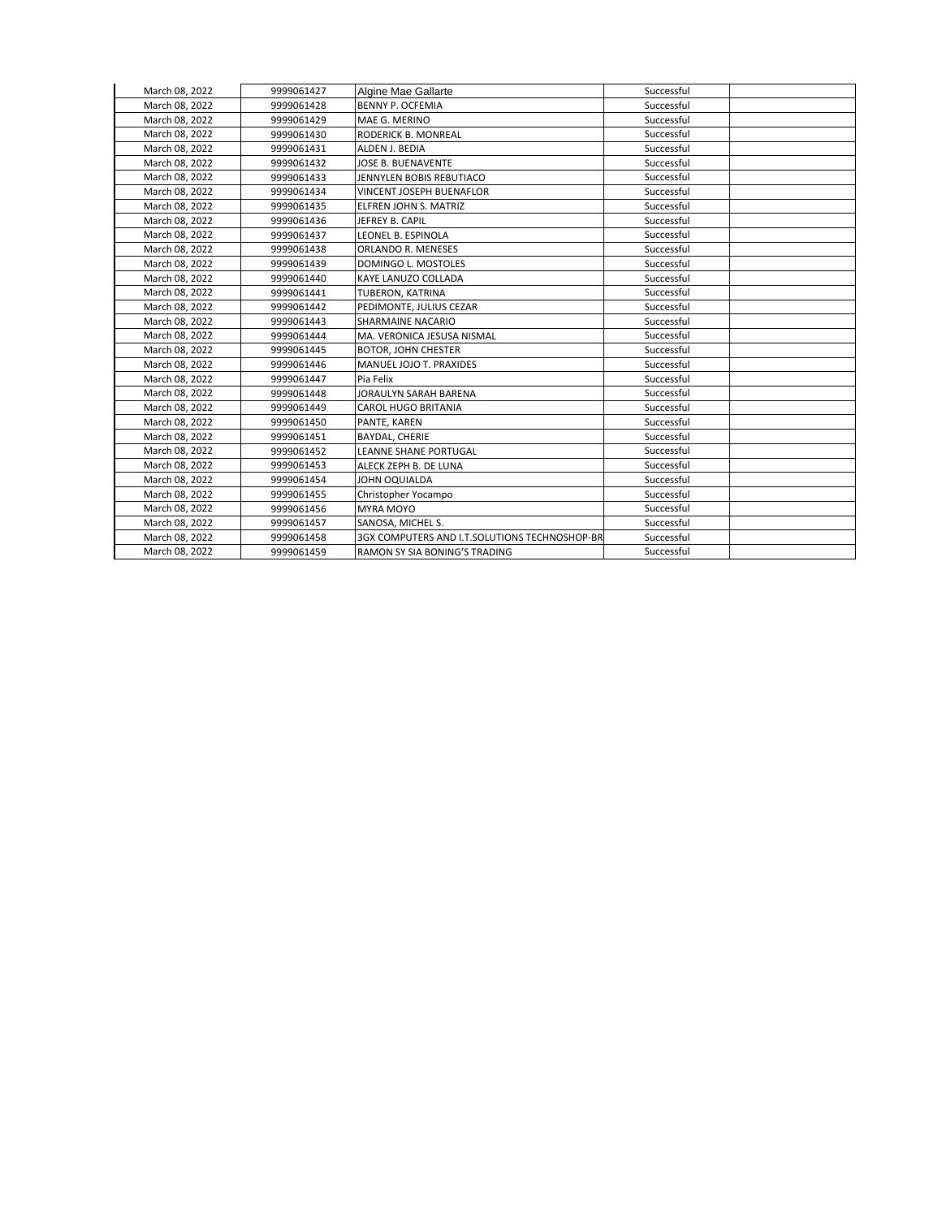| | | | | |
|---|---|---|---|---|
| March 08, 2022 | 9999061427 | Algine Mae Gallarte | Successful | |
| March 08, 2022 | 9999061428 | BENNY P. OCFEMIA | Successful | |
| March 08, 2022 | 9999061429 | MAE G. MERINO | Successful | |
| March 08, 2022 | 9999061430 | RODERICK B. MONREAL | Successful | |
| March 08, 2022 | 9999061431 | ALDEN J. BEDIA | Successful | |
| March 08, 2022 | 9999061432 | JOSE B. BUENAVENTE | Successful | |
| March 08, 2022 | 9999061433 | JENNYLEN BOBIS REBUTIACO | Successful | |
| March 08, 2022 | 9999061434 | VINCENT JOSEPH BUENAFLOR | Successful | |
| March 08, 2022 | 9999061435 | ELFREN JOHN S. MATRIZ | Successful | |
| March 08, 2022 | 9999061436 | JEFREY B. CAPIL | Successful | |
| March 08, 2022 | 9999061437 | LEONEL B. ESPINOLA | Successful | |
| March 08, 2022 | 9999061438 | ORLANDO R. MENESES | Successful | |
| March 08, 2022 | 9999061439 | DOMINGO L. MOSTOLES | Successful | |
| March 08, 2022 | 9999061440 | KAYE LANUZO COLLADA | Successful | |
| March 08, 2022 | 9999061441 | TUBERON, KATRINA | Successful | |
| March 08, 2022 | 9999061442 | PEDIMONTE, JULIUS CEZAR | Successful | |
| March 08, 2022 | 9999061443 | SHARMAINE NACARIO | Successful | |
| March 08, 2022 | 9999061444 | MA. VERONICA JESUSA NISMAL | Successful | |
| March 08, 2022 | 9999061445 | BOTOR, JOHN CHESTER | Successful | |
| March 08, 2022 | 9999061446 | MANUEL JOJO T. PRAXIDES | Successful | |
| March 08, 2022 | 9999061447 | Pia Felix | Successful | |
| March 08, 2022 | 9999061448 | JORAULYN SARAH BARENA | Successful | |
| March 08, 2022 | 9999061449 | CAROL HUGO BRITANIA | Successful | |
| March 08, 2022 | 9999061450 | PANTE, KAREN | Successful | |
| March 08, 2022 | 9999061451 | BAYDAL, CHERIE | Successful | |
| March 08, 2022 | 9999061452 | LEANNE SHANE PORTUGAL | Successful | |
| March 08, 2022 | 9999061453 | ALECK ZEPH B. DE LUNA | Successful | |
| March 08, 2022 | 9999061454 | JOHN OQUIALDA | Successful | |
| March 08, 2022 | 9999061455 | Christopher Yocampo | Successful | |
| March 08, 2022 | 9999061456 | MYRA MOYO | Successful | |
| March 08, 2022 | 9999061457 | SANOSA, MICHEL S. | Successful | |
| March 08, 2022 | 9999061458 | 3GX COMPUTERS AND I.T.SOLUTIONS TECHNOSHOP-BR | Successful | |
| March 08, 2022 | 9999061459 | RAMON SY SIA BONING'S TRADING | Successful | |